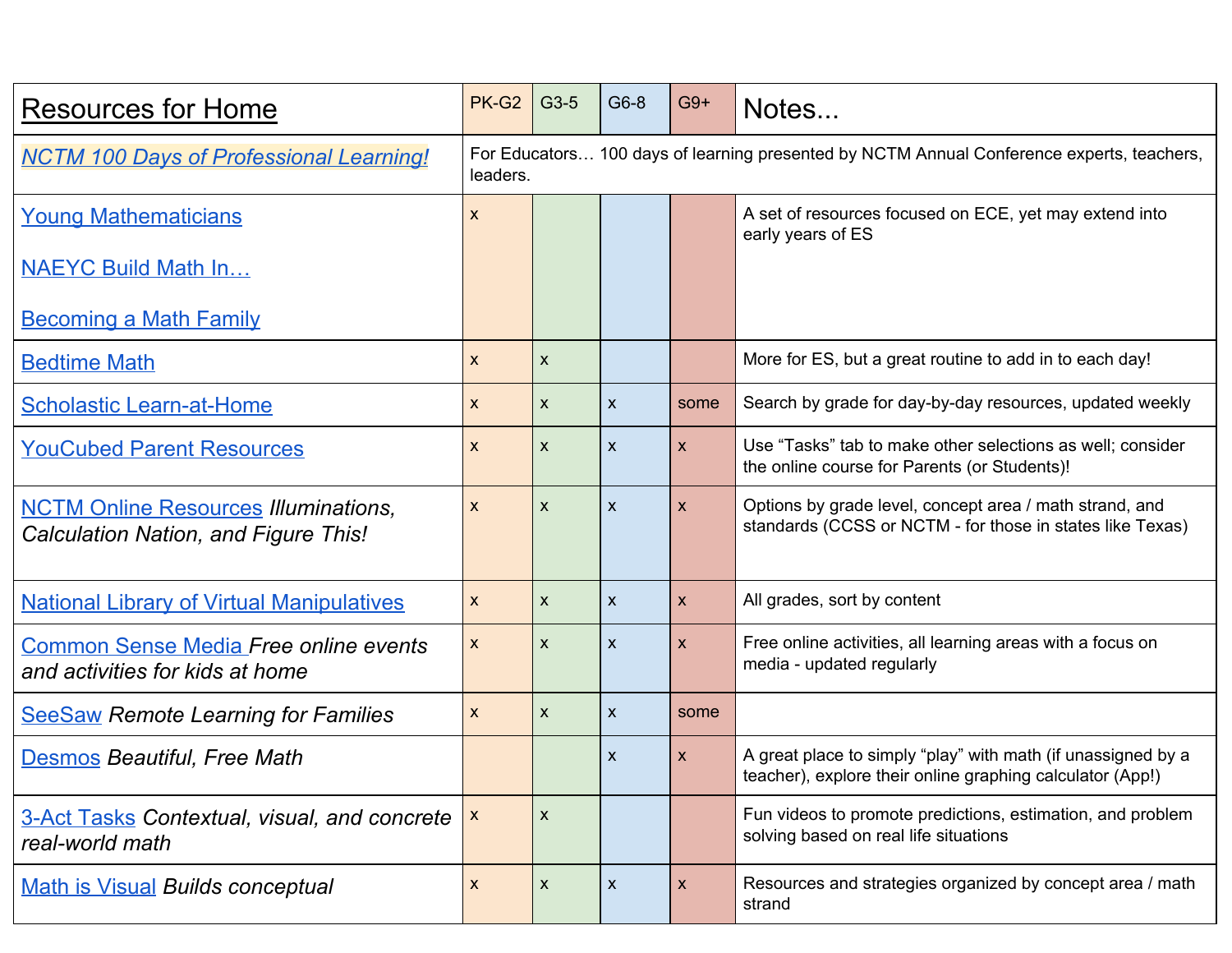| Resources for Home | PK-G2 | G3-5 | G6-8 | G9+ | Notes... |
|---|---|---|---|---|---|
| *NCTM 100 Days of Professional Learning!* | For Educators… 100 days of learning presented by NCTM Annual Conference experts, teachers, leaders. | | | | |
| Young Mathematicians<br><br>NAEYC Build Math In…<br><br>Becoming a Math Family | x | | | | A set of resources focused on ECE, yet may extend into early years of ES |
| Bedtime Math | x | x | | | More for ES, but a great routine to add in to each day! |
| Scholastic Learn-at-Home | x | x | x | some | Search by grade for day-by-day resources, updated weekly |
| YouCubed Parent Resources | x | x | x | x | Use "Tasks" tab to make other selections as well; consider the online course for Parents (or Students)! |
| NCTM Online Resources *Illuminations, Calculation Nation, and Figure This!* | x | x | x | x | Options by grade level, concept area / math strand, and standards (CCSS or NCTM - for those in states like Texas) |
| National Library of Virtual Manipulatives | x | x | x | x | All grades, sort by content |
| Common Sense Media *Free online events and activities for kids at home* | x | x | x | x | Free online activities, all learning areas with a focus on media - updated regularly |
| SeeSaw *Remote Learning for Families* | x | x | x | some | |
| Desmos *Beautiful, Free Math* | | | x | x | A great place to simply "play" with math (if unassigned by a teacher), explore their online graphing calculator (App!) |
| 3-Act Tasks *Contextual, visual, and concrete real-world math* | x | x | | | Fun videos to promote predictions, estimation, and problem solving based on real life situations |
| Math is Visual *Builds conceptual* | x | x | x | x | Resources and strategies organized by concept area / math strand |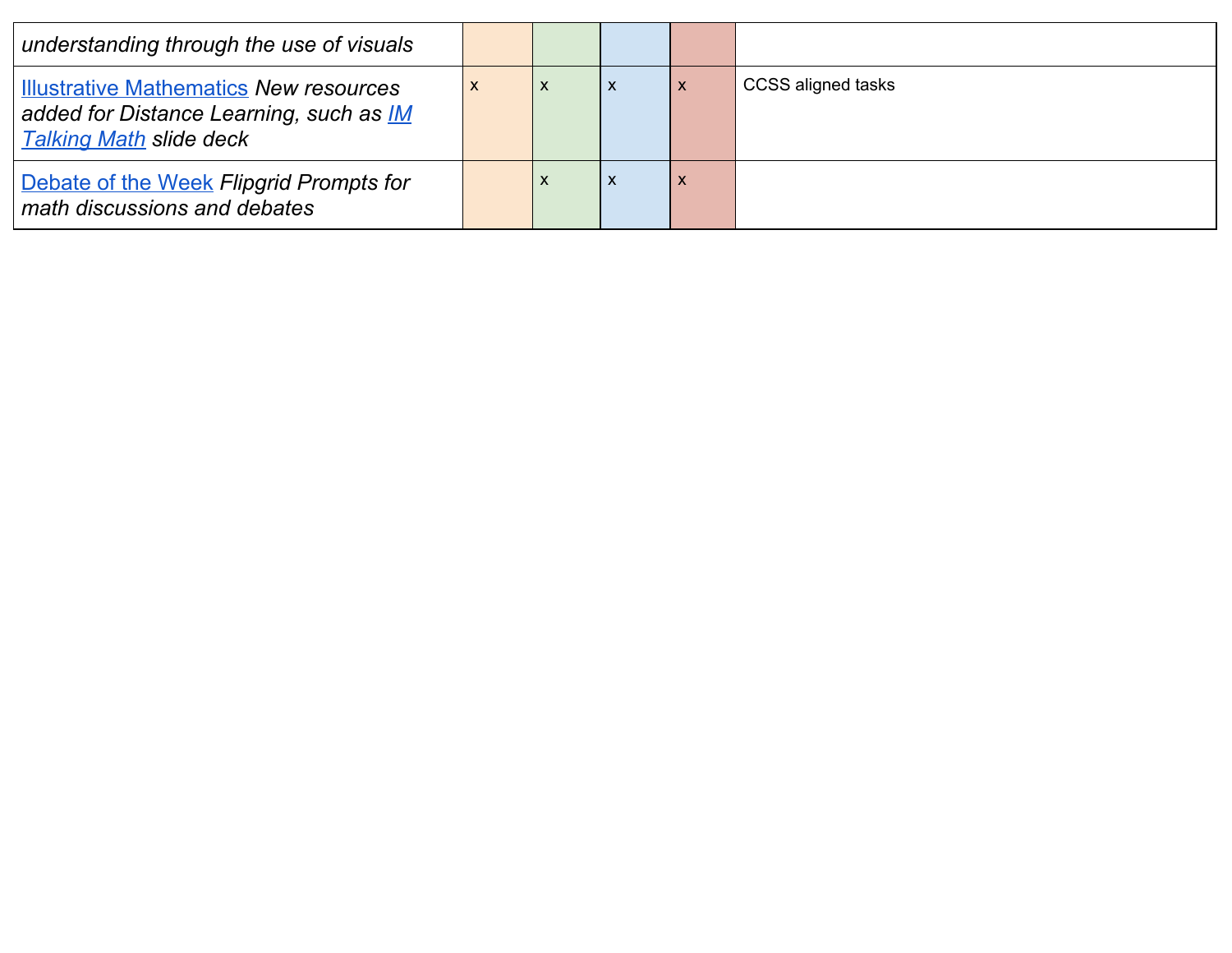| | | | | | |
|---|---|---|---|---|---|
| *understanding through the use of visuals* | | | | | |
| [Illustrative Mathematics]() *New resources added for Distance Learning, such as [IM Talking Math]() slide deck* | x | x | x | x | CCSS aligned tasks |
| [Debate of the Week]() *Flipgrid Prompts for math discussions and debates* | | x | x | x | |